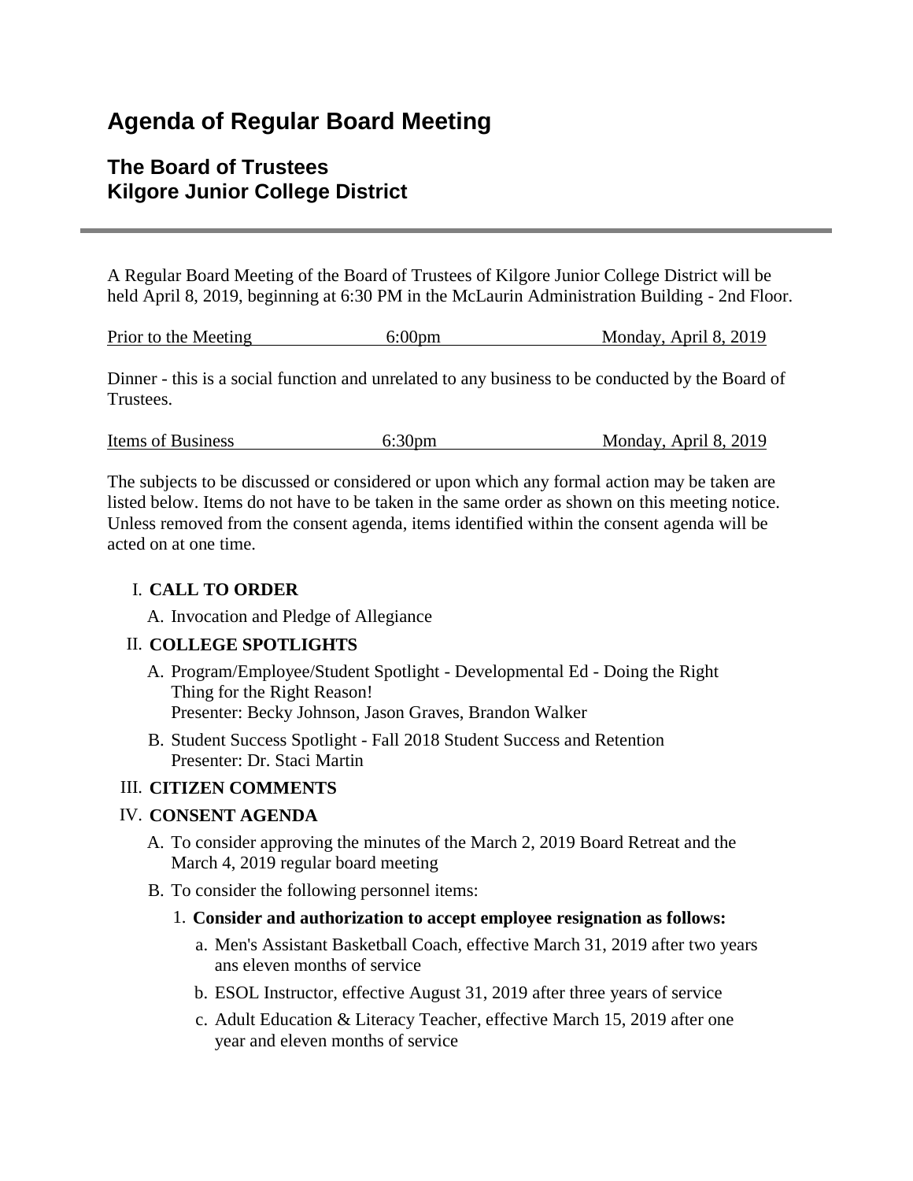# Agenda of Regular Board Meeting

## The Board of Trustees
## Kilgore Junior College District

---

A Regular Board Meeting of the Board of Trustees of Kilgore Junior College District will be held April 8, 2019, beginning at 6:30 PM in the McLaurin Administration Building - 2nd Floor.

| Prior to the Meeting | 6:00pm | Monday, April 8, 2019 |
|---|---|---|

Dinner - this is a social function and unrelated to any business to be conducted by the Board of Trustees.

| Items of Business | 6:30pm | Monday, April 8, 2019 |
|---|---|---|

The subjects to be discussed or considered or upon which any formal action may be taken are listed below. Items do not have to be taken in the same order as shown on this meeting notice. Unless removed from the consent agenda, items identified within the consent agenda will be acted on at one time.

I. **CALL TO ORDER**
   - A. Invocation and Pledge of Allegiance

II. **COLLEGE SPOTLIGHTS**
   - A. Program/Employee/Student Spotlight - Developmental Ed - Doing the Right Thing for the Right Reason!
     Presenter: Becky Johnson, Jason Graves, Brandon Walker
   - B. Student Success Spotlight - Fall 2018 Student Success and Retention
     Presenter: Dr. Staci Martin

III. **CITIZEN COMMENTS**

IV. **CONSENT AGENDA**
   - A. To consider approving the minutes of the March 2, 2019 Board Retreat and the March 4, 2019 regular board meeting
   - B. To consider the following personnel items:
     1. **Consider and authorization to accept employee resignation as follows:**
        - a. Men's Assistant Basketball Coach, effective March 31, 2019 after two years ans eleven months of service
        - b. ESOL Instructor, effective August 31, 2019 after three years of service
        - c. Adult Education & Literacy Teacher, effective March 15, 2019 after one year and eleven months of service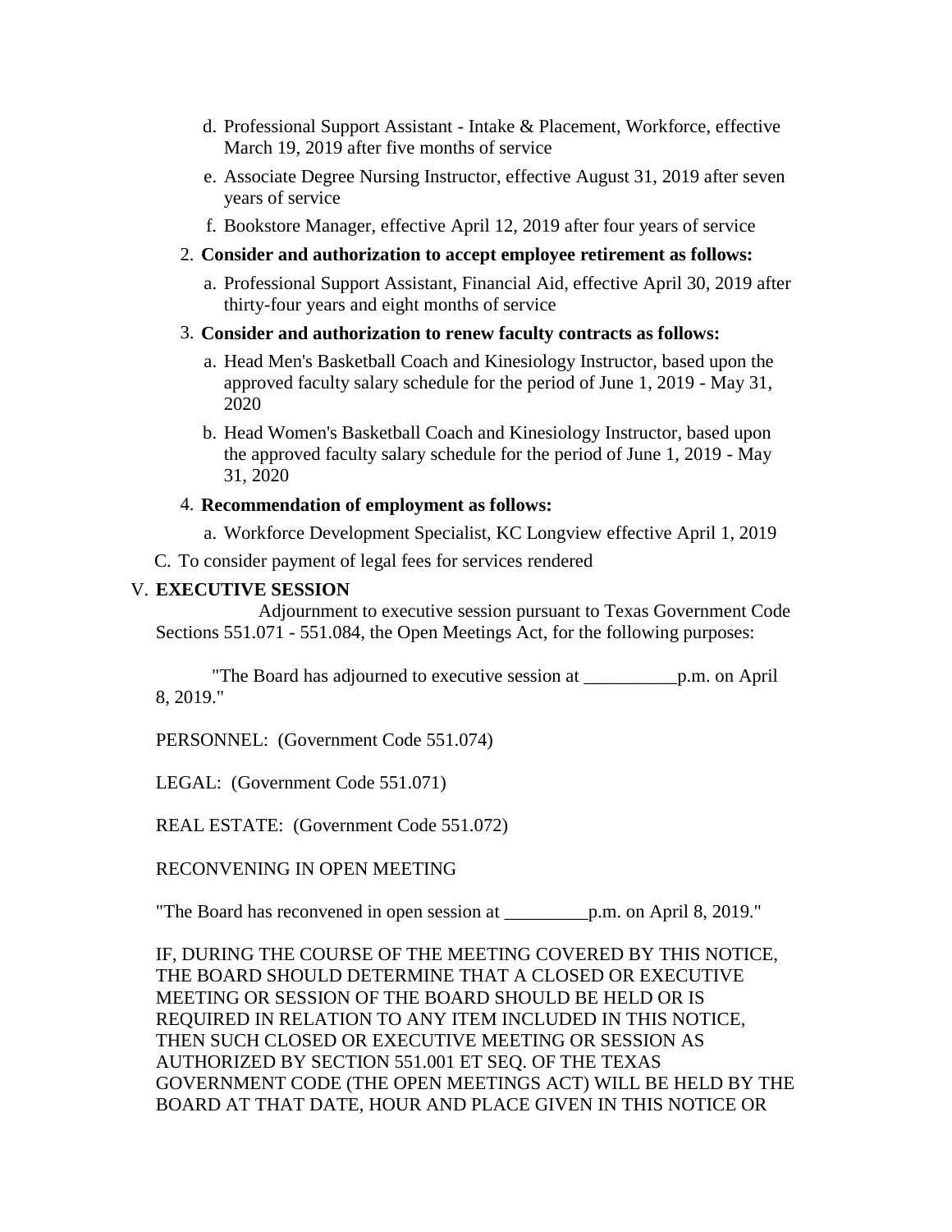d. Professional Support Assistant - Intake & Placement, Workforce, effective March 19, 2019 after five months of service

e. Associate Degree Nursing Instructor, effective August 31, 2019 after seven years of service

f. Bookstore Manager, effective April 12, 2019 after four years of service

2. **Consider and authorization to accept employee retirement as follows:**

   a. Professional Support Assistant, Financial Aid, effective April 30, 2019 after thirty-four years and eight months of service

3. **Consider and authorization to renew faculty contracts as follows:**

   a. Head Men's Basketball Coach and Kinesiology Instructor, based upon the approved faculty salary schedule for the period of June 1, 2019 - May 31, 2020

   b. Head Women's Basketball Coach and Kinesiology Instructor, based upon the approved faculty salary schedule for the period of June 1, 2019 - May 31, 2020

4. **Recommendation of employment as follows:**

   a. Workforce Development Specialist, KC Longview effective April 1, 2019

C. To consider payment of legal fees for services rendered

V. **EXECUTIVE SESSION**

Adjournment to executive session pursuant to Texas Government Code Sections 551.071 - 551.084, the Open Meetings Act, for the following purposes:

"The Board has adjourned to executive session at __________p.m. on April 8, 2019."

PERSONNEL: (Government Code 551.074)

LEGAL: (Government Code 551.071)

REAL ESTATE: (Government Code 551.072)

RECONVENING IN OPEN MEETING

"The Board has reconvened in open session at _________p.m. on April 8, 2019."

IF, DURING THE COURSE OF THE MEETING COVERED BY THIS NOTICE, THE BOARD SHOULD DETERMINE THAT A CLOSED OR EXECUTIVE MEETING OR SESSION OF THE BOARD SHOULD BE HELD OR IS REQUIRED IN RELATION TO ANY ITEM INCLUDED IN THIS NOTICE, THEN SUCH CLOSED OR EXECUTIVE MEETING OR SESSION AS AUTHORIZED BY SECTION 551.001 ET SEQ. OF THE TEXAS GOVERNMENT CODE (THE OPEN MEETINGS ACT) WILL BE HELD BY THE BOARD AT THAT DATE, HOUR AND PLACE GIVEN IN THIS NOTICE OR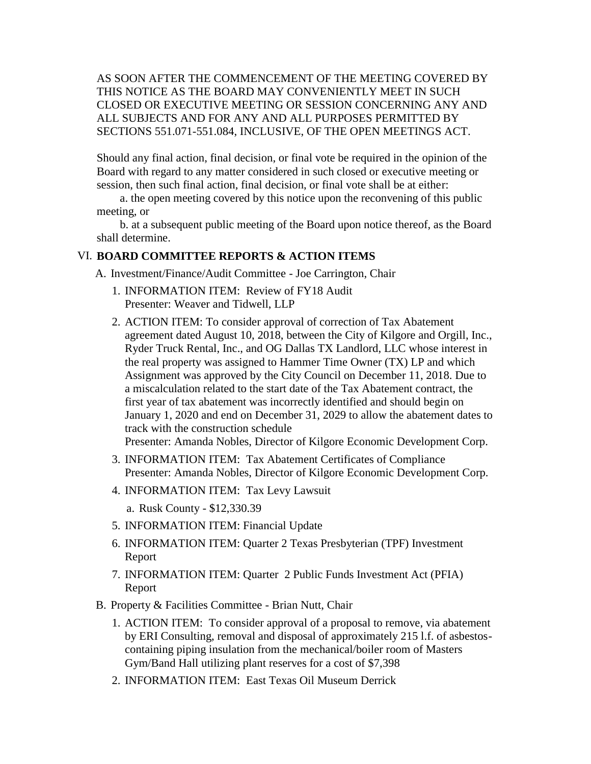AS SOON AFTER THE COMMENCEMENT OF THE MEETING COVERED BY THIS NOTICE AS THE BOARD MAY CONVENIENTLY MEET IN SUCH CLOSED OR EXECUTIVE MEETING OR SESSION CONCERNING ANY AND ALL SUBJECTS AND FOR ANY AND ALL PURPOSES PERMITTED BY SECTIONS 551.071-551.084, INCLUSIVE, OF THE OPEN MEETINGS ACT.

Should any final action, final decision, or final vote be required in the opinion of the Board with regard to any matter considered in such closed or executive meeting or session, then such final action, final decision, or final vote shall be at either:

a. the open meeting covered by this notice upon the reconvening of this public meeting, or

b. at a subsequent public meeting of the Board upon notice thereof, as the Board shall determine.

## VI. BOARD COMMITTEE REPORTS & ACTION ITEMS

A. Investment/Finance/Audit Committee - Joe Carrington, Chair

1. INFORMATION ITEM: Review of FY18 Audit
   Presenter: Weaver and Tidwell, LLP
2. ACTION ITEM: To consider approval of correction of Tax Abatement agreement dated August 10, 2018, between the City of Kilgore and Orgill, Inc., Ryder Truck Rental, Inc., and OG Dallas TX Landlord, LLC whose interest in the real property was assigned to Hammer Time Owner (TX) LP and which Assignment was approved by the City Council on December 11, 2018. Due to a miscalculation related to the start date of the Tax Abatement contract, the first year of tax abatement was incorrectly identified and should begin on January 1, 2020 and end on December 31, 2029 to allow the abatement dates to track with the construction schedule
   Presenter: Amanda Nobles, Director of Kilgore Economic Development Corp.
3. INFORMATION ITEM: Tax Abatement Certificates of Compliance
   Presenter: Amanda Nobles, Director of Kilgore Economic Development Corp.
4. INFORMATION ITEM: Tax Levy Lawsuit
   a. Rusk County - $12,330.39
5. INFORMATION ITEM: Financial Update
6. INFORMATION ITEM: Quarter 2 Texas Presbyterian (TPF) Investment Report
7. INFORMATION ITEM: Quarter 2 Public Funds Investment Act (PFIA) Report

B. Property & Facilities Committee - Brian Nutt, Chair

1. ACTION ITEM: To consider approval of a proposal to remove, via abatement by ERI Consulting, removal and disposal of approximately 215 l.f. of asbestos-containing piping insulation from the mechanical/boiler room of Masters Gym/Band Hall utilizing plant reserves for a cost of $7,398
2. INFORMATION ITEM: East Texas Oil Museum Derrick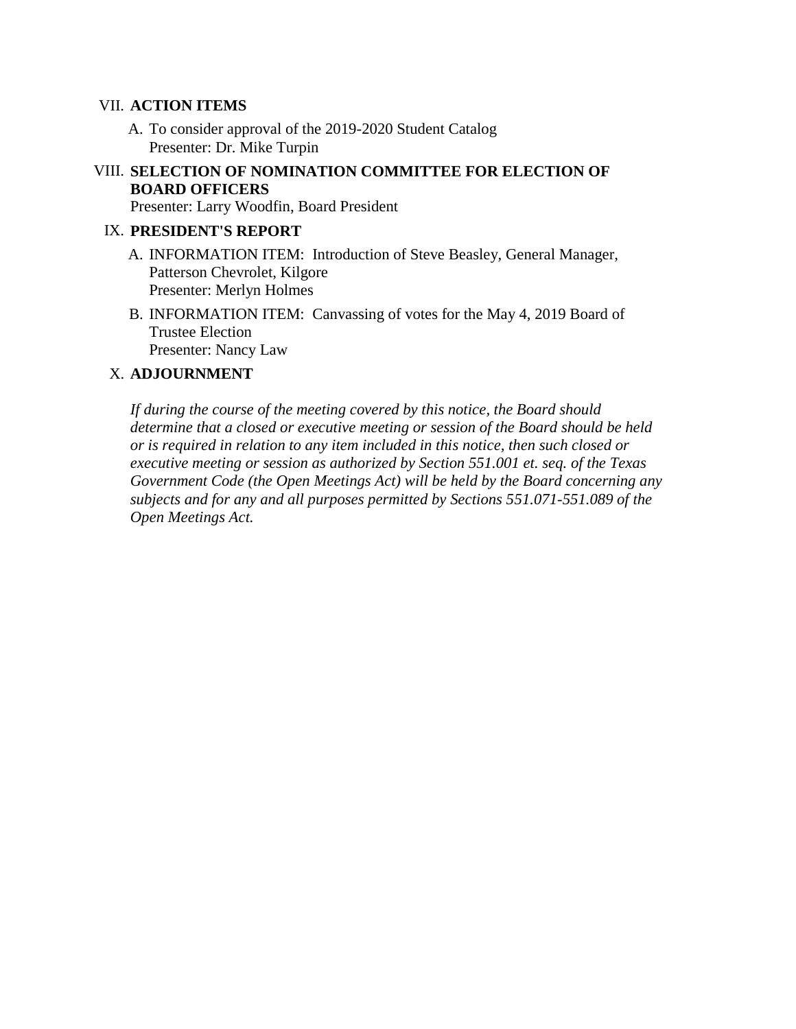VII. **ACTION ITEMS**

A. To consider approval of the 2019-2020 Student Catalog
Presenter: Dr. Mike Turpin

VIII. **SELECTION OF NOMINATION COMMITTEE FOR ELECTION OF BOARD OFFICERS**
Presenter: Larry Woodfin, Board President

IX. **PRESIDENT'S REPORT**

A. INFORMATION ITEM: Introduction of Steve Beasley, General Manager, Patterson Chevrolet, Kilgore
Presenter: Merlyn Holmes

B. INFORMATION ITEM: Canvassing of votes for the May 4, 2019 Board of Trustee Election
Presenter: Nancy Law

X. **ADJOURNMENT**

*If during the course of the meeting covered by this notice, the Board should determine that a closed or executive meeting or session of the Board should be held or is required in relation to any item included in this notice, then such closed or executive meeting or session as authorized by Section 551.001 et. seq. of the Texas Government Code (the Open Meetings Act) will be held by the Board concerning any subjects and for any and all purposes permitted by Sections 551.071-551.089 of the Open Meetings Act.*